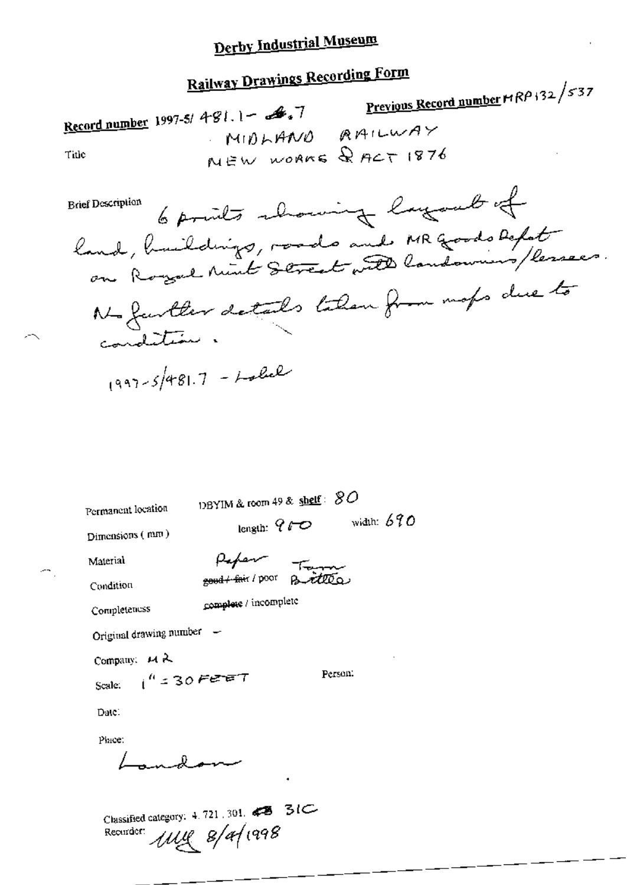# Derby Industrial Museum

## Railway Drawings Recording Form

**Previous Record number** MRP 132/537

**Record number** 1997-5/ 481.1 – 4.7

**Title** MIDLAND RAILWAY
NEW WORKS & ACT 1876

**Brief Description** 6 prints showing layout of land, buildings, roads and MR Goods Depot on Royal Mint Street with landowners/lessees. No further details taken from maps due to condition.

1997-5/481.7 – Label

Permanent location: DBYIM & room 49 & **shelf**: 80

Dimensions ( mm ): length: 960 width: 690

Material: Paper Torn

Condition: ~~good / fair~~ / poor Brittle

Completeness: complete / incomplete

Original drawing number: –

Company: MR

Scale: 1" = 30 FEET

Person:

Date:

Place: London

Classified category: 4. 721 . 301. ~~43~~ 31C

Recorder: MMG 8/4/1998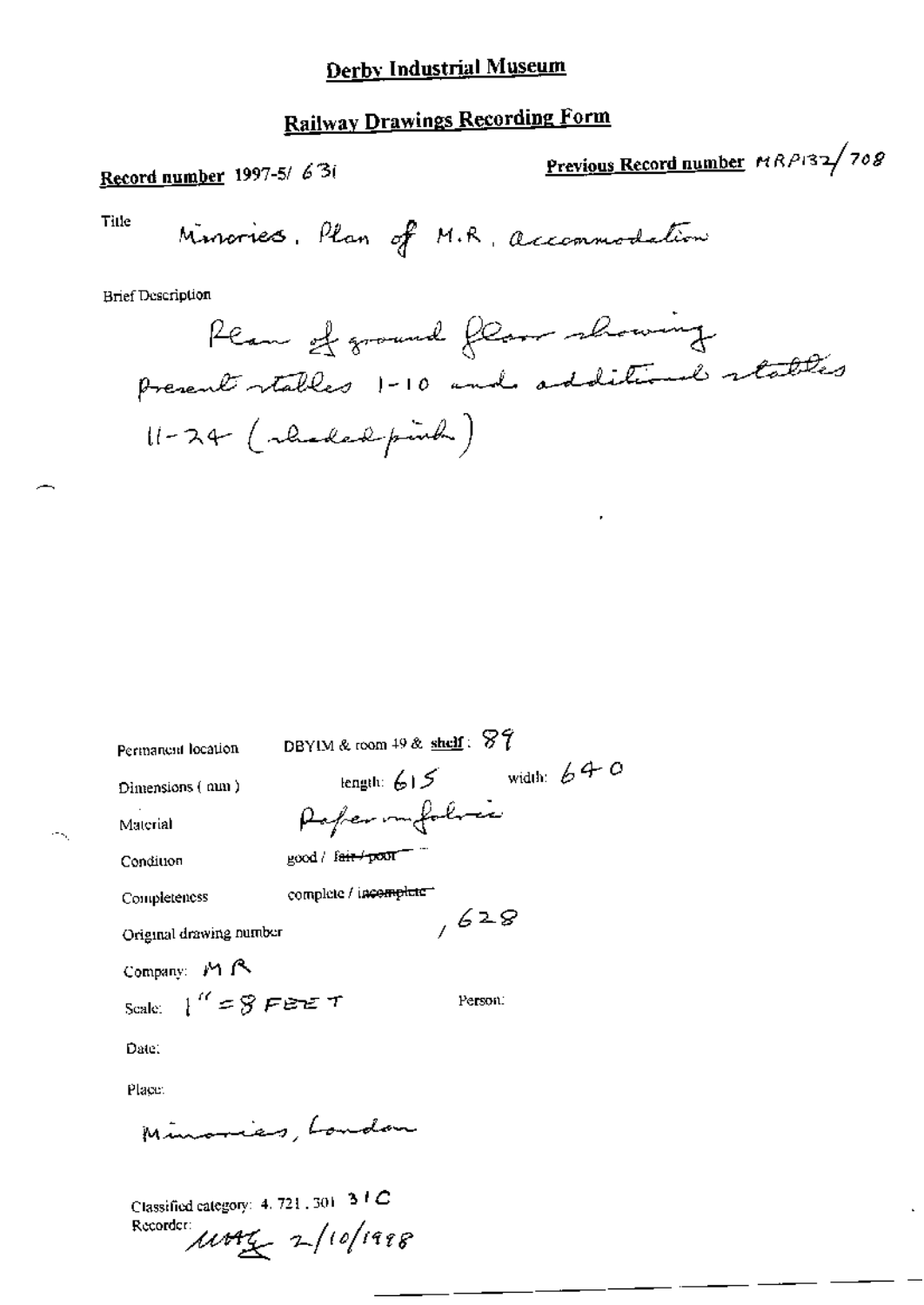## Derby Industrial Museum

## Railway Drawings Recording Form

**Record number** 1997-5/ 631

**Previous Record number** MRP132/708

Title

Minories. Plan of M.R. accommodation

Brief Description

Plan of ground floor showing present stables 1-10 and additional stables 11-24 (shaded pink)

Permanent location DBYIM & room 49 & **shelf**: 89

Dimensions (mm) length: 615 width: 640

Material Paper on fabric

Condition good / ~~fair / poor~~

Completeness complete / ~~incomplete~~

Original drawing number , 628

Company: MR

Scale: 1" = 8 FEET

Person:

Date:

Place:

Minories, London

Classified category: 4. 721. 301 31C

Recorder: 2/10/1998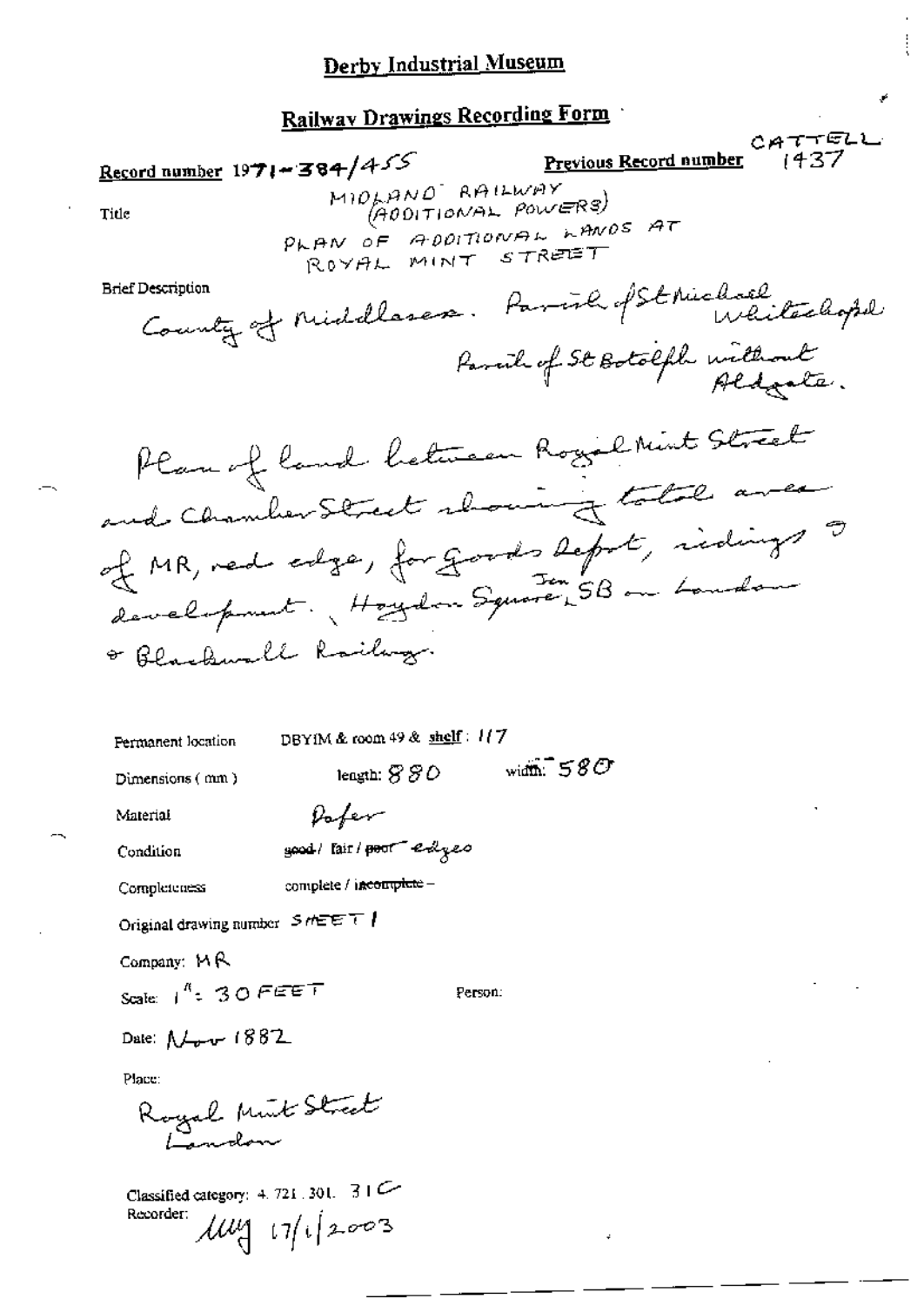# Derby Industrial Museum

## Railway Drawings Recording Form

Record number 1971-384/455

Previous Record number CATTELL 1437

Title MIDLAND RAILWAY (ADDITIONAL POWERS) PLAN OF ADDITIONAL LANDS AT ROYAL MINT STREET

Brief Description County of Middlesex. Parish of St Michael Whitechapel Parish of St Botolph without Aldgate.

Plan of land between Royal Mint Street and Chamber Street showing total area of MR, red edge, for Goods Depot, sidings & development. Haydon Square Jcn SB on London & Blackwall Railway.

Permanent location DBYIM & room 49 & shelf: 117

Dimensions (mm) length: 880 width: 580

Material Paper

Condition ~~good~~ / fair / ~~poor~~ edges

Completeness complete / ~~incomplete~~ –

Original drawing number SHEET 1

Company: MR

Scale: 1" = 30 FEET

Person:

Date: Nov 1882

Place:

Royal Mint Street London

Classified category: 4. 721. 301. 31C

Recorder: MMG 17/1/2003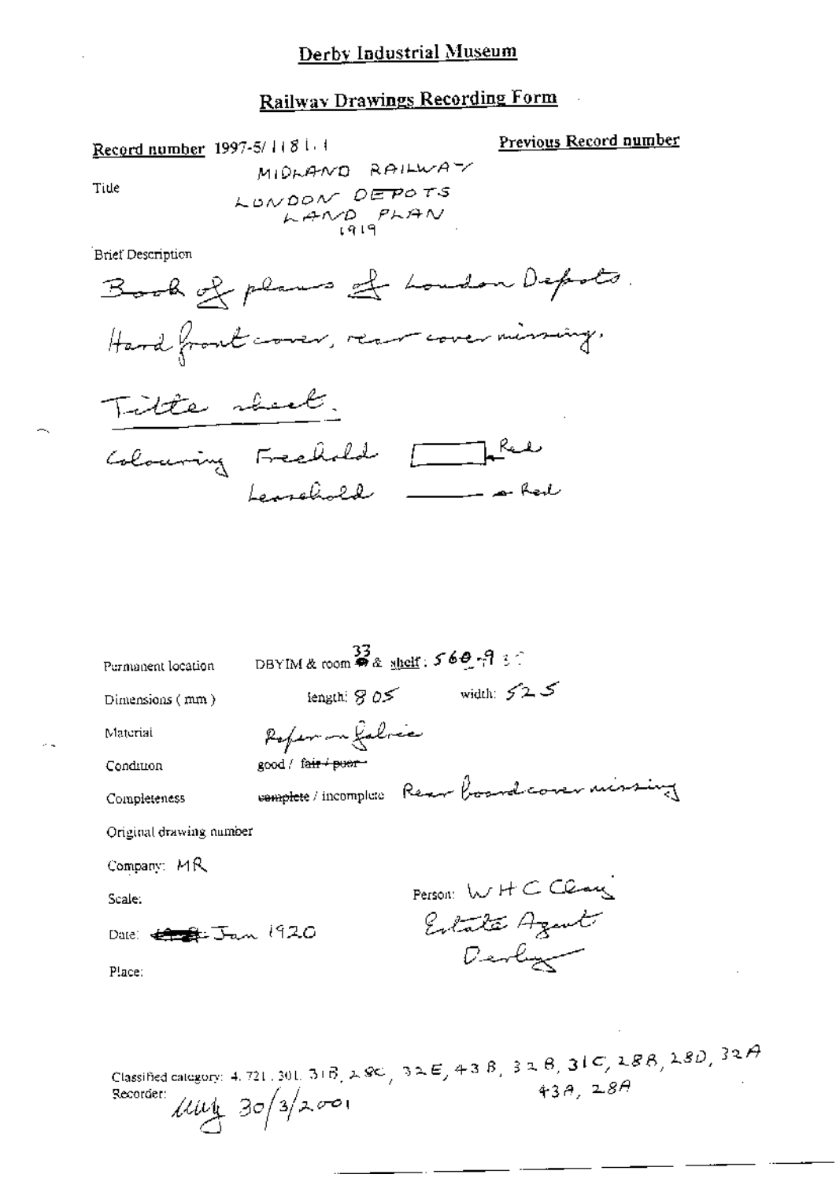# Derby Industrial Museum

## Railway Drawings Recording Form

**Record number** 1997-5/1181.1

**Previous Record number**

Title: MIDLAND RAILWAY LONDON DEPOTS LAND PLAN 1919

Brief Description

Book of plans of London Depots.

Hard front cover, rear cover missing.

Title sheet.

Colouring Freehold [ ] Red

Leasehold ——— Red

Permanent location: DBYIM & room 33 & shelf: 560-932

Dimensions (mm): length: 805 width: 525

Material: Paper on fabric

Condition: good / ~~fair / poor~~

Completeness: ~~complete~~ / incomplete Rear board cover missing

Original drawing number

Company: MR

Scale:

Date: ~~[illegible]~~ Jan 1920

Place:

Person: W H C Clay Estate Agent Derby

Classified category: 4.721.301. 31B, 28C, 32E, 43B, 32B, 31C, 28B, 28D, 32A, 43A, 28A

Recorder: [signature] 30/3/2001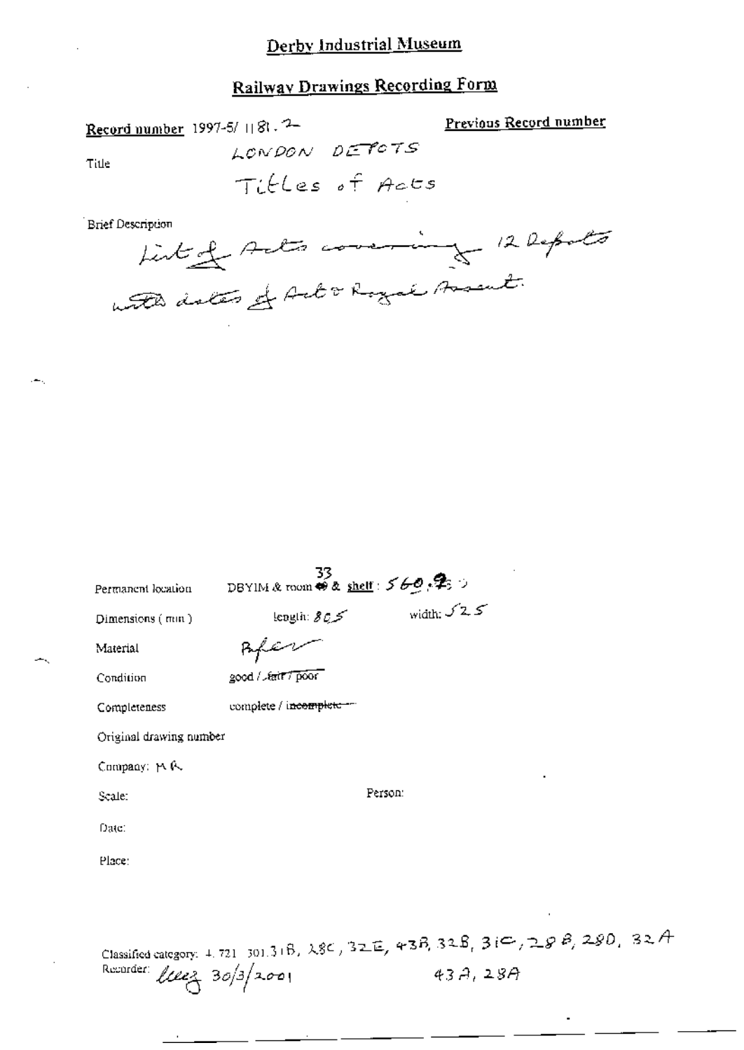Derby Industrial Museum

## Railway Drawings Recording Form

**Record number** 1997-5/ 1181.2

**Previous Record number**

Title

LONDON DEPOTS

Titles of Acts

Brief Description

List of Acts covering 12 Depots with dates of Act & Royal Assent.

Permanent location DBYIM & room 33 & shelf: 560.9

Dimensions (mm) length: 805 width: 525

Material Paper

Condition good / ~~fair / poor~~

Completeness complete / ~~incomplete~~

Original drawing number

Company: MR

Scale: Person:

Date:

Place:

Classified category: 4.721 301.31B, 28C, 32E, 43B, 32B, 31C, 28B, 28D, 32A, 43A, 28A

Recorder: lees 30/3/2001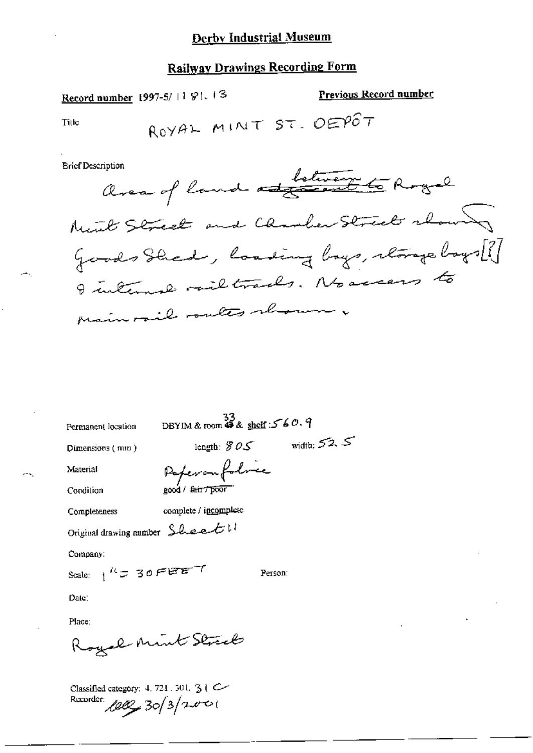# Derby Industrial Museum

## Railway Drawings Recording Form

**Record number** 1997-5/ 1181. 13 **Previous Record number**

Title ROYAL MINT ST. DEPOT

Brief Description

Area of land ~~adjacent to~~ between Royal Mint Street and Chamber Street showing Goods Shed, loading bays, storage bays[?] & internal rail tracks. No access to main rail routes shown.

Permanent location DBYIM & room 33 & shelf: 560.9

Dimensions (mm) length: 805 width: 525

Material Paper on fabric

Condition good / ~~fair / poor~~

Completeness complete / incomplete

Original drawing number Sheet 11

Company:

Scale: 1" = 30 FEET Person:

Date:

Place:

Royal Mint Street

Classified category: 4. 721. 301. 31 C

Recorder: [signature] 30/3/2001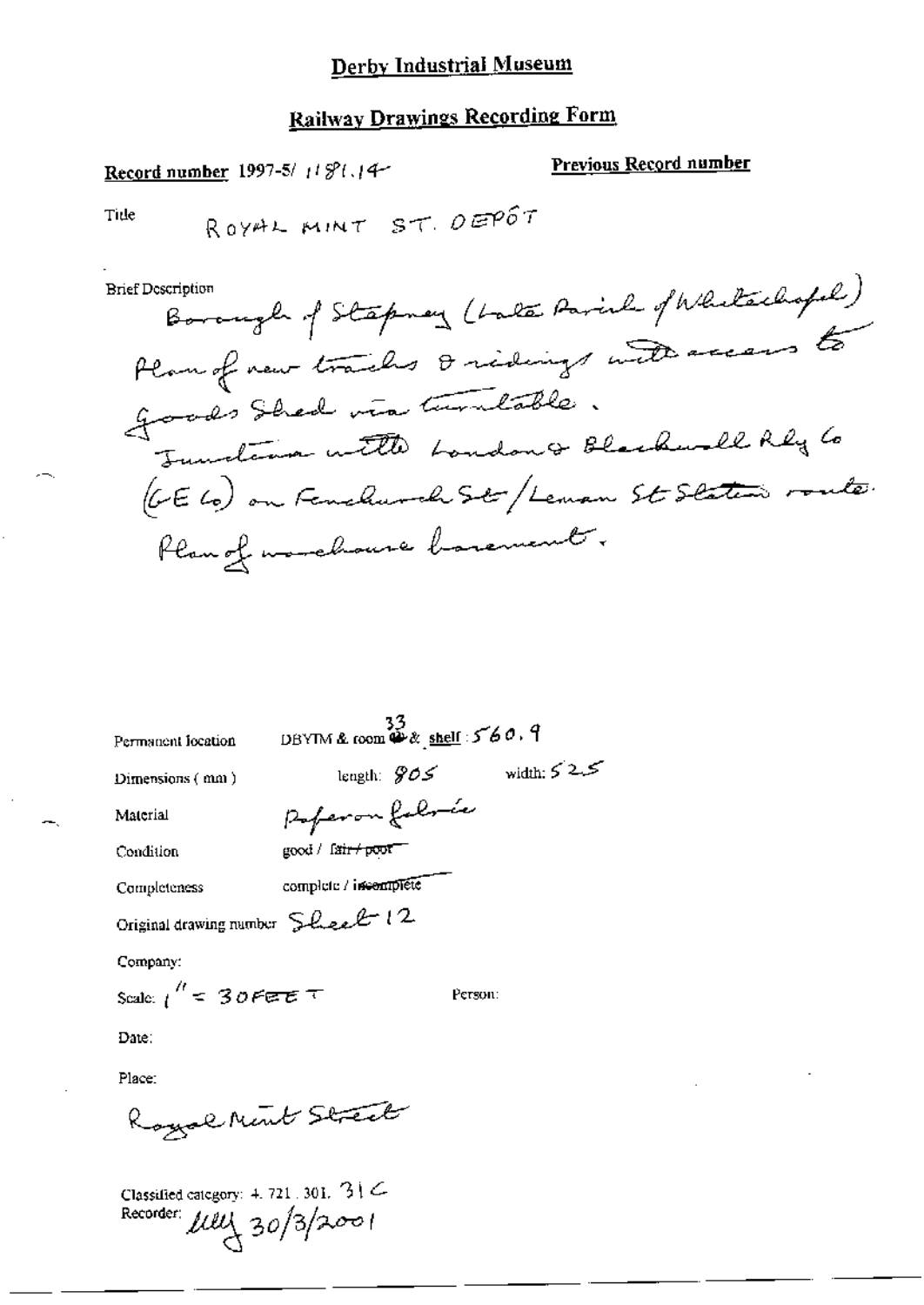# Derby Industrial Museum

## Railway Drawings Recording Form

**Record number** 1997-5/ 1181.14

**Previous Record number**

Title ROYAL MINT ST. DEPÔT

Brief Description

Borough of Stepney (Late Parish of Whitechapel)
Plan of new tracks & sidings with access to Goods Shed via turntable.
Junction with London & Blackwall Rly Co (GE Co) on Fenchurch St / Leman St Station route.
Plan of warehouse basement.

Permanent location DBYTM & room 33 & shelf: 560.9

Dimensions (mm) length: 905 width: 525

Material Paper on fabric

Condition good / ~~fair / poor~~

Completeness complete / ~~incomplete~~

Original drawing number Sheet 12

Company:

Scale: 1" = 30 FEET

Person:

Date:

Place:

Royal Mint Street

Classified category: 4. 721. 301. 31C

Recorder: [signature] 30/3/2001